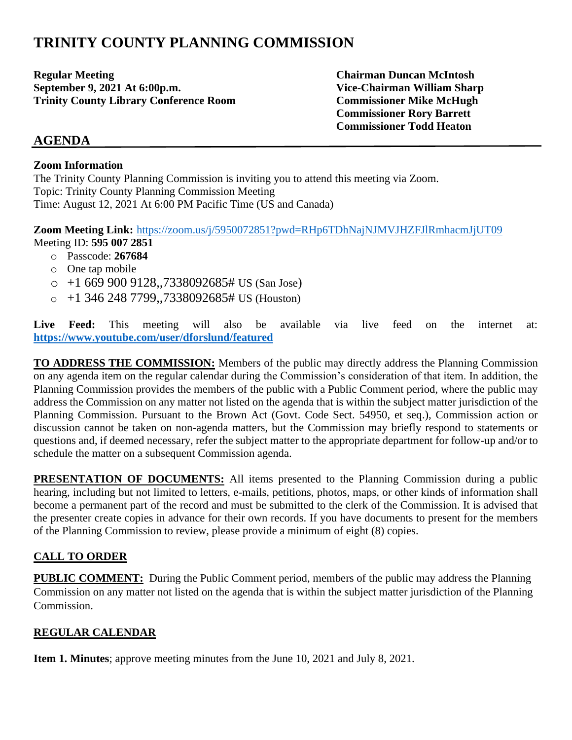# TRINITY COUNTY PLANNING COMMISSION

**Regular Meeting**
**September 9, 2021 At 6:00p.m.**
**Trinity County Library Conference Room**

**Chairman Duncan McIntosh**
**Vice-Chairman William Sharp**
**Commissioner Mike McHugh**
**Commissioner Rory Barrett**
**Commissioner Todd Heaton**

## AGENDA

**Zoom Information**

The Trinity County Planning Commission is inviting you to attend this meeting via Zoom.
Topic: Trinity County Planning Commission Meeting
Time: August 12, 2021 At 6:00 PM Pacific Time (US and Canada)

**Zoom Meeting Link:** https://zoom.us/j/5950072851?pwd=RHp6TDhNajNJMVJHZFJlRmhacmJjUT09
Meeting ID: **595 007 2851**

- Passcode: **267684**
- One tap mobile
- +1 669 900 9128,,7338092685# US (San Jose)
- +1 346 248 7799,,7338092685# US (Houston)

**Live Feed:** This meeting will also be available via live feed on the internet at: **https://www.youtube.com/user/dforslund/featured**

**TO ADDRESS THE COMMISSION:** Members of the public may directly address the Planning Commission on any agenda item on the regular calendar during the Commission's consideration of that item. In addition, the Planning Commission provides the members of the public with a Public Comment period, where the public may address the Commission on any matter not listed on the agenda that is within the subject matter jurisdiction of the Planning Commission. Pursuant to the Brown Act (Govt. Code Sect. 54950, et seq.), Commission action or discussion cannot be taken on non-agenda matters, but the Commission may briefly respond to statements or questions and, if deemed necessary, refer the subject matter to the appropriate department for follow-up and/or to schedule the matter on a subsequent Commission agenda.

**PRESENTATION OF DOCUMENTS:** All items presented to the Planning Commission during a public hearing, including but not limited to letters, e-mails, petitions, photos, maps, or other kinds of information shall become a permanent part of the record and must be submitted to the clerk of the Commission. It is advised that the presenter create copies in advance for their own records. If you have documents to present for the members of the Planning Commission to review, please provide a minimum of eight (8) copies.

**CALL TO ORDER**

**PUBLIC COMMENT:** During the Public Comment period, members of the public may address the Planning Commission on any matter not listed on the agenda that is within the subject matter jurisdiction of the Planning Commission.

**REGULAR CALENDAR**

**Item 1. Minutes**; approve meeting minutes from the June 10, 2021 and July 8, 2021.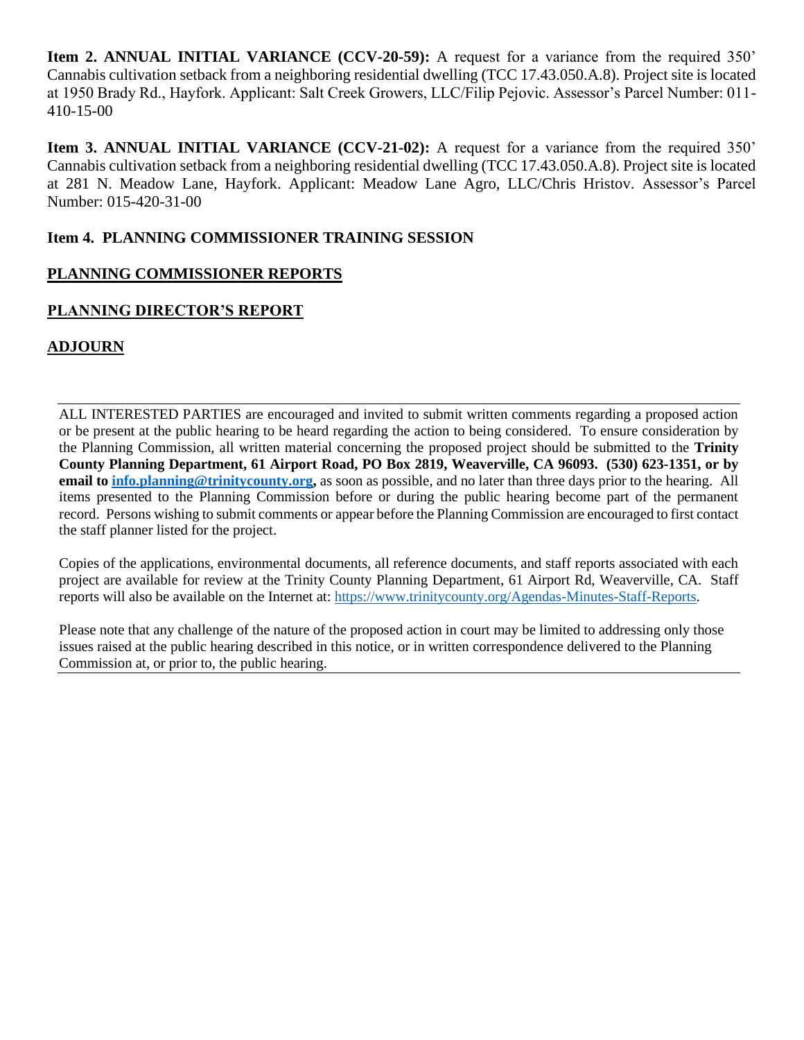**Item 2. ANNUAL INITIAL VARIANCE (CCV-20-59):** A request for a variance from the required 350' Cannabis cultivation setback from a neighboring residential dwelling (TCC 17.43.050.A.8). Project site is located at 1950 Brady Rd., Hayfork. Applicant: Salt Creek Growers, LLC/Filip Pejovic. Assessor's Parcel Number: 011-410-15-00

**Item 3. ANNUAL INITIAL VARIANCE (CCV-21-02):** A request for a variance from the required 350' Cannabis cultivation setback from a neighboring residential dwelling (TCC 17.43.050.A.8). Project site is located at 281 N. Meadow Lane, Hayfork. Applicant: Meadow Lane Agro, LLC/Chris Hristov. Assessor's Parcel Number: 015-420-31-00

**Item 4. PLANNING COMMISSIONER TRAINING SESSION**

**PLANNING COMMISSIONER REPORTS**

**PLANNING DIRECTOR'S REPORT**

**ADJOURN**

---

ALL INTERESTED PARTIES are encouraged and invited to submit written comments regarding a proposed action or be present at the public hearing to be heard regarding the action to being considered. To ensure consideration by the Planning Commission, all written material concerning the proposed project should be submitted to the **Trinity County Planning Department, 61 Airport Road, PO Box 2819, Weaverville, CA 96093. (530) 623-1351, or by email to info.planning@trinitycounty.org,** as soon as possible, and no later than three days prior to the hearing. All items presented to the Planning Commission before or during the public hearing become part of the permanent record. Persons wishing to submit comments or appear before the Planning Commission are encouraged to first contact the staff planner listed for the project.

Copies of the applications, environmental documents, all reference documents, and staff reports associated with each project are available for review at the Trinity County Planning Department, 61 Airport Rd, Weaverville, CA. Staff reports will also be available on the Internet at: https://www.trinitycounty.org/Agendas-Minutes-Staff-Reports.

Please note that any challenge of the nature of the proposed action in court may be limited to addressing only those issues raised at the public hearing described in this notice, or in written correspondence delivered to the Planning Commission at, or prior to, the public hearing.

---